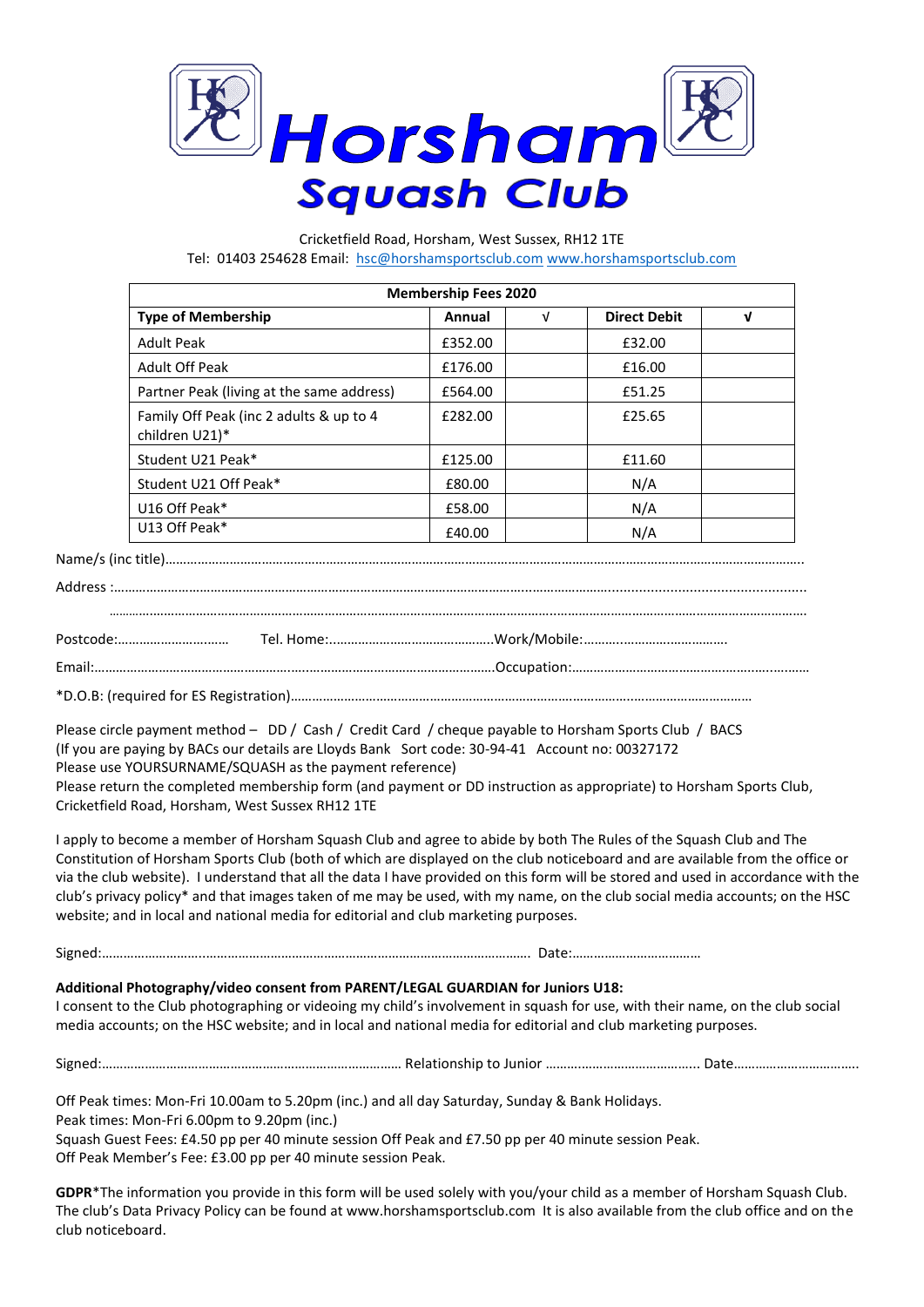# Horsham Squash Club

Cricketfield Road, Horsham, West Sussex, RH12 1TE
Tel: 01403 254628 Email: hsc@horshamsportsclub.com www.horshamsportsclub.com

| Membership Fees 2020 | | | | |
|---|---|---|---|---|
| **Type of Membership** | **Annual** | **√** | **Direct Debit** | **√** |
| Adult Peak | £352.00 | | £32.00 | |
| Adult Off Peak | £176.00 | | £16.00 | |
| Partner Peak (living at the same address) | £564.00 | | £51.25 | |
| Family Off Peak (inc 2 adults & up to 4 children U21)* | £282.00 | | £25.65 | |
| Student U21 Peak* | £125.00 | | £11.60 | |
| Student U21 Off Peak* | £80.00 | | N/A | |
| U16 Off Peak* | £58.00 | | N/A | |
| U13 Off Peak* | £40.00 | | N/A | |

Name/s (inc title)……………………………………………………………………………………………………………………………………………………

Address :………………………………………………………………………………………………………………………………………………………………

……………………………………………………………………………………………………………………………………………………………………………

Postcode:…………………………  Tel. Home:………………………………………Work/Mobile:…………………………………

Email:……………………………………………………………………………………………Occupation:……………………………………………………

*D.O.B: (required for ES Registration)……………………………………………………………………………………………………………

Please circle payment method – DD / Cash / Credit Card / cheque payable to Horsham Sports Club / BACS
(If you are paying by BACs our details are Lloyds Bank Sort code: 30-94-41 Account no: 00327172
Please use YOURSURNAME/SQUASH as the payment reference)
Please return the completed membership form (and payment or DD instruction as appropriate) to Horsham Sports Club, Cricketfield Road, Horsham, West Sussex RH12 1TE

I apply to become a member of Horsham Squash Club and agree to abide by both The Rules of the Squash Club and The Constitution of Horsham Sports Club (both of which are displayed on the club noticeboard and are available from the office or via the club website). I understand that all the data I have provided on this form will be stored and used in accordance with the club's privacy policy* and that images taken of me may be used, with my name, on the club social media accounts; on the HSC website; and in local and national media for editorial and club marketing purposes.

Signed:…………………………………………………………………………………………………… Date:………………………………

**Additional Photography/video consent from PARENT/LEGAL GUARDIAN for Juniors U18:**
I consent to the Club photographing or videoing my child's involvement in squash for use, with their name, on the club social media accounts; on the HSC website; and in local and national media for editorial and club marketing purposes.

Signed:………………………………………………………………………… Relationship to Junior …………………………………… Date……………………………..

Off Peak times: Mon-Fri 10.00am to 5.20pm (inc.) and all day Saturday, Sunday & Bank Holidays.
Peak times: Mon-Fri 6.00pm to 9.20pm (inc.)
Squash Guest Fees: £4.50 pp per 40 minute session Off Peak and £7.50 pp per 40 minute session Peak.
Off Peak Member's Fee: £3.00 pp per 40 minute session Peak.

**GDPR***The information you provide in this form will be used solely with you/your child as a member of Horsham Squash Club. The club's Data Privacy Policy can be found at www.horshamsportsclub.com It is also available from the club office and on the club noticeboard.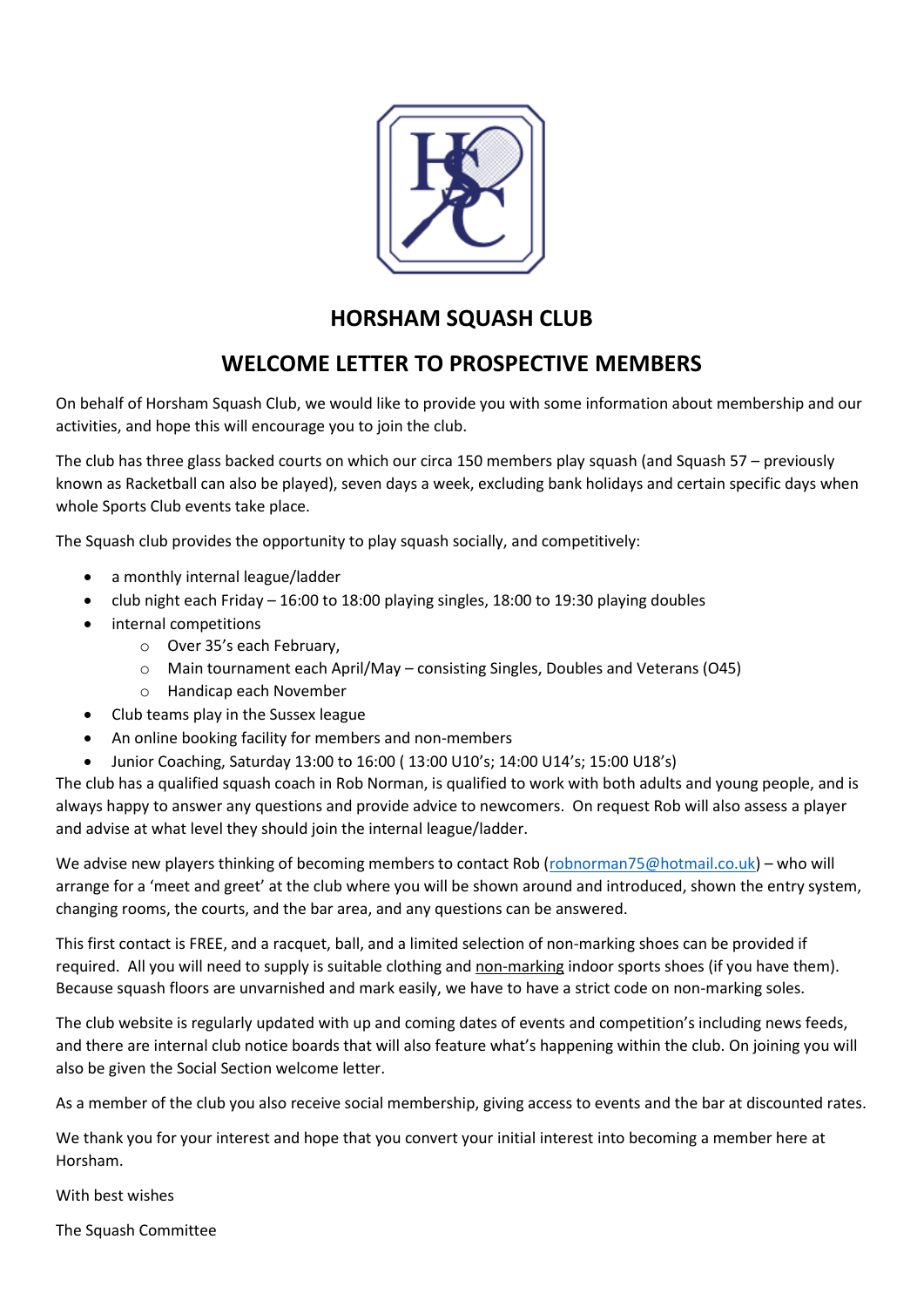# HORSHAM SQUASH CLUB

## WELCOME LETTER TO PROSPECTIVE MEMBERS

On behalf of Horsham Squash Club, we would like to provide you with some information about membership and our activities, and hope this will encourage you to join the club.

The club has three glass backed courts on which our circa 150 members play squash (and Squash 57 – previously known as Racketball can also be played), seven days a week, excluding bank holidays and certain specific days when whole Sports Club events take place.

The Squash club provides the opportunity to play squash socially, and competitively:

- a monthly internal league/ladder
- club night each Friday – 16:00 to 18:00 playing singles, 18:00 to 19:30 playing doubles
- internal competitions
    - Over 35's each February,
    - Main tournament each April/May – consisting Singles, Doubles and Veterans (O45)
    - Handicap each November
- Club teams play in the Sussex league
- An online booking facility for members and non-members
- Junior Coaching, Saturday 13:00 to 16:00 ( 13:00 U10's; 14:00 U14's; 15:00 U18's)

The club has a qualified squash coach in Rob Norman, is qualified to work with both adults and young people, and is always happy to answer any questions and provide advice to newcomers. On request Rob will also assess a player and advise at what level they should join the internal league/ladder.

We advise new players thinking of becoming members to contact Rob (robnorman75@hotmail.co.uk) – who will arrange for a 'meet and greet' at the club where you will be shown around and introduced, shown the entry system, changing rooms, the courts, and the bar area, and any questions can be answered.

This first contact is FREE, and a racquet, ball, and a limited selection of non-marking shoes can be provided if required. All you will need to supply is suitable clothing and non-marking indoor sports shoes (if you have them). Because squash floors are unvarnished and mark easily, we have to have a strict code on non-marking soles.

The club website is regularly updated with up and coming dates of events and competition's including news feeds, and there are internal club notice boards that will also feature what's happening within the club. On joining you will also be given the Social Section welcome letter.

As a member of the club you also receive social membership, giving access to events and the bar at discounted rates.

We thank you for your interest and hope that you convert your initial interest into becoming a member here at Horsham.

With best wishes

The Squash Committee